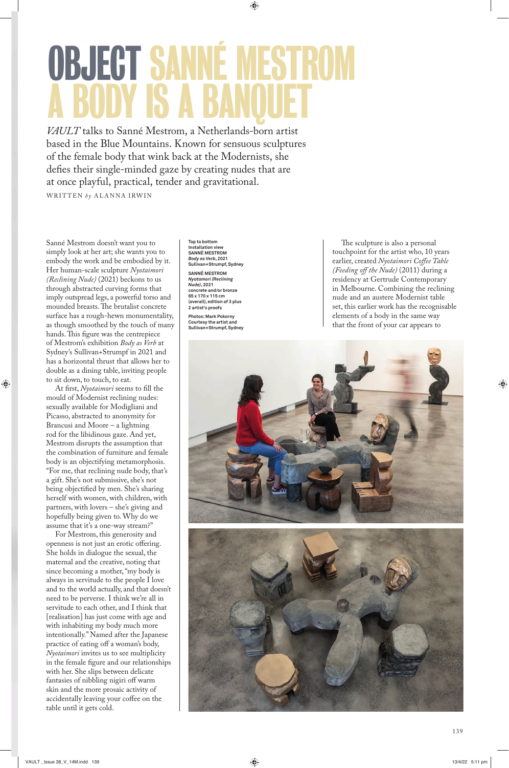# OBJECT SANNÉ MESTROM
# A BODY IS A BANQUET

*VAULT* talks to Sanné Mestrom, a Netherlands-born artist based in the Blue Mountains. Known for sensuous sculptures of the female body that wink back at the Modernists, she defies their single-minded gaze by creating nudes that are at once playful, practical, tender and gravitational.

WRITTEN *by* ALANNA IRWIN

Sanné Mestrom doesn't want you to simply look at her art; she wants you to embody the work and be embodied by it. Her human-scale sculpture *Nyotaimori (Reclining Nude)* (2021) beckons to us through abstracted curving forms that imply outspread legs, a powerful torso and mounded breasts. The brutalist concrete surface has a rough-hewn monumentality, as though smoothed by the touch of many hands. This figure was the centrepiece of Mestrom's exhibition *Body as Verb* at Sydney's Sullivan+Strumpf in 2021 and has a horizontal thrust that allows her to double as a dining table, inviting people to sit down, to touch, to eat.

At first, *Nyotaimori* seems to fill the mould of Modernist reclining nudes: sexually available for Modigliani and Picasso, abstracted to anonymity for Brancusi and Moore – a lightning rod for the libidinous gaze. And yet, Mestrom disrupts the assumption that the combination of furniture and female body is an objectifying metamorphosis. "For me, that reclining nude body, that's a gift. She's not submissive, she's not being objectified by men. She's sharing herself with women, with children, with partners, with lovers – she's giving and hopefully being given to. Why do we assume that it's a one-way stream?"

For Mestrom, this generosity and openness is not just an erotic offering. She holds in dialogue the sexual, the maternal and the creative, noting that since becoming a mother, "my body is always in servitude to the people I love and to the world actually, and that doesn't need to be perverse. I think we're all in servitude to each other, and I think that [realisation] has just come with age and with inhabiting my body much more intentionally." Named after the Japanese practice of eating off a woman's body, *Nyotaimori* invites us to see multiplicity in the female figure and our relationships with her. She slips between delicate fantasies of nibbling nigiri off warm skin and the more prosaic activity of accidentally leaving your coffee on the table until it gets cold.

**Top to bottom**
**Installation view**
**SANNÉ MESTROM**
***Body as Verb*, 2021**
**Sullivan+Strumpf, Sydney**

**SANNÉ MESTROM**
***Nyotaimori (Reclining Nude)*, 2021**
**concrete and/or bronze**
**65 x 170 x 115 cm (overall), edition of 3 plus 2 artist's proofs**

**Photos: Mark Pokorny**
**Courtesy the artist and Sullivan+Strumpf, Sydney**

The sculpture is also a personal touchpoint for the artist who, 10 years earlier, created *Nyotaimori Coffee Table (Feeding off the Nude)* (2011) during a residency at Gertrude Contemporary in Melbourne. Combining the reclining nude and an austere Modernist table set, this earlier work has the recognisable elements of a body in the same way that the front of your car appears to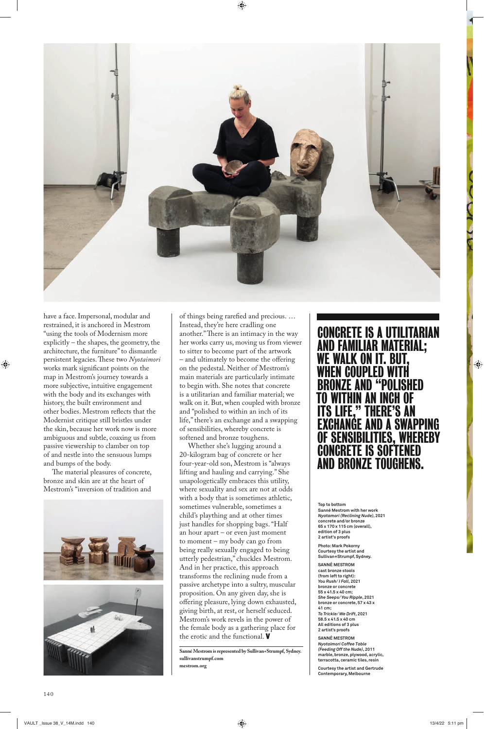have a face. Impersonal, modular and restrained, it is anchored in Mestrom "using the tools of Modernism more explicitly – the shapes, the geometry, the architecture, the furniture" to dismantle persistent legacies. These two *Nyotaimori* works mark significant points on the map in Mestrom's journey towards a more subjective, intuitive engagement with the body and its exchanges with history, the built environment and other bodies. Mestrom reflects that the Modernist critique still bristles under the skin, because her work now is more ambiguous and subtle, coaxing us from passive viewership to clamber on top of and nestle into the sensuous lumps and bumps of the body.

The material pleasures of concrete, bronze and skin are at the heart of Mestrom's "inversion of tradition and of things being rarefied and precious. … Instead, they're here cradling one another." There is an intimacy in the way her works carry us, moving us from viewer to sitter to become part of the artwork – and ultimately to become the offering on the pedestal. Neither of Mestrom's main materials are particularly intimate to begin with. She notes that concrete is a utilitarian and familiar material; we walk on it. But, when coupled with bronze and "polished to within an inch of its life," there's an exchange and a swapping of sensibilities, whereby concrete is softened and bronze toughens.

Whether she's lugging around a 20-kilogram bag of concrete or her four-year-old son, Mestrom is "always lifting and hauling and carrying." She unapologetically embraces this utility, where sexuality and sex are not at odds with a body that is sometimes athletic, sometimes vulnerable, sometimes a child's plaything and at other times just handles for shopping bags. "Half an hour apart – or even just moment to moment – my body can go from being really sexually engaged to being utterly pedestrian," chuckles Mestrom. And in her practice, this approach transforms the reclining nude from a passive archetype into a sultry, muscular proposition. On any given day, she is offering pleasure, lying down exhausted, giving birth, at rest, or herself seduced. Mestrom's work revels in the power of the female body as a gathering place for the erotic and the functional. **V**

**Sanné Mestrom is represented by Sullivan+Strumpf, Sydney.**
**sullivanstrumpf.com**
**mestrom.org**

## CONCRETE IS A UTILITARIAN AND FAMILIAR MATERIAL; WE WALK ON IT. BUT, WHEN COUPLED WITH BRONZE AND "POLISHED TO WITHIN AN INCH OF ITS LIFE," THERE'S AN EXCHANGE AND A SWAPPING OF SENSIBILITIES, WHEREBY CONCRETE IS SOFTENED AND BRONZE TOUGHENS.

Top to bottom
Sanné Mestrom with her work
***Nyotaimori (Reclining Nude)*, 2021**
concrete and/or bronze
65 x 170 x 115 cm (overall),
edition of 3 plus
2 artist's proofs

Photo: Mark Pokorny
Courtesy the artist and
Sullivan+Strumpf, Sydney.

SANNÉ MESTROM
cast bronze stools
(from left to right):
***You Rush/ I Fall*, 2021**
bronze or concrete
55 x 41.5 x 40 cm;
***She Seeps/ You Ripple*, 2021**
bronze or concrete, 57 x 43 x 41 cm;
***To Trickle/ We Drift*, 2021**
58.5 x 41.5 x 40 cm
All editions of 3 plus
2 artist's proofs

SANNÉ MESTROM
***Nyotaimori Coffee Table (Feeding Off the Nude)*, 2011**
marble, bronze, plywood, acrylic, terracotta, ceramic tiles, resin

Courtesy the artist and Gertrude Contemporary, Melbourne